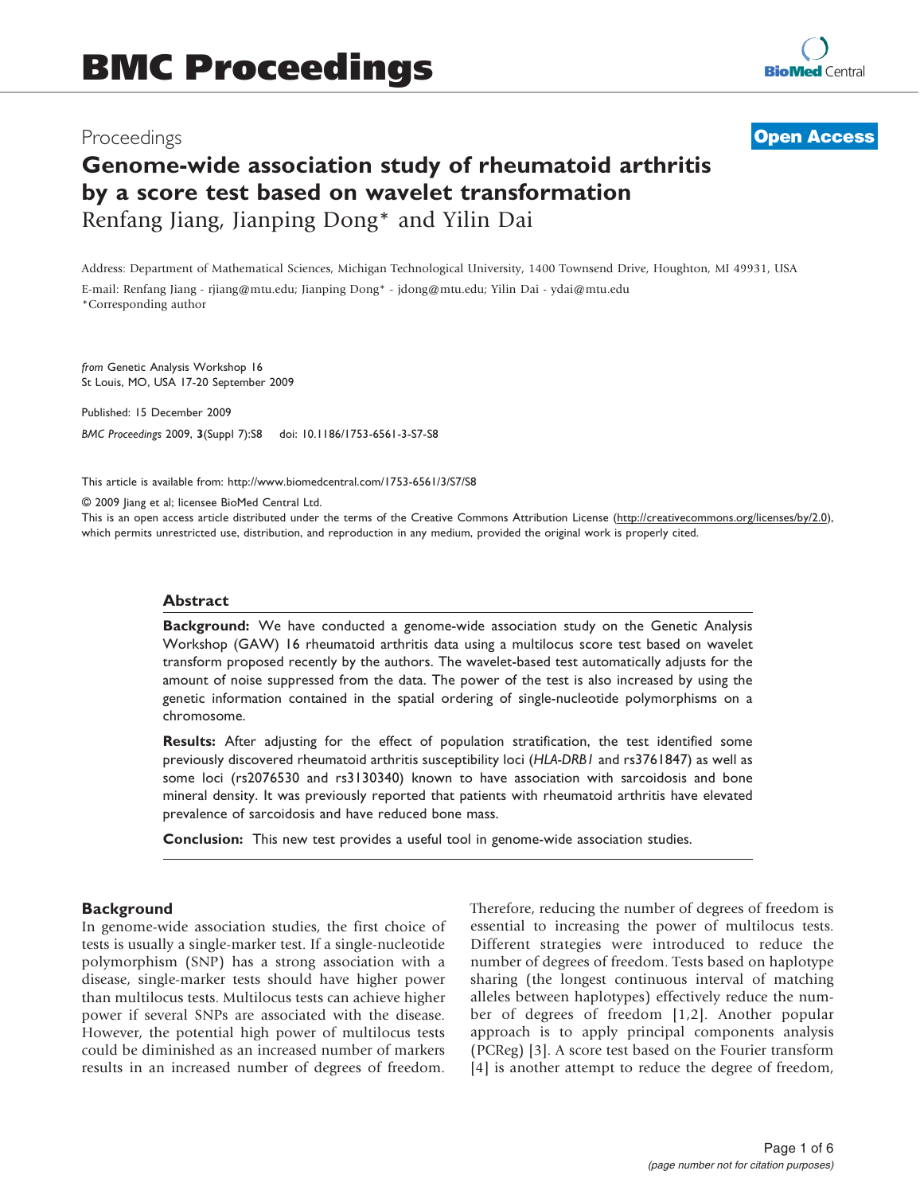# BMC Proceedings

Proceedings **Open Access**

# Genome-wide association study of rheumatoid arthritis by a score test based on wavelet transformation

Renfang Jiang, Jianping Dong* and Yilin Dai

Address: Department of Mathematical Sciences, Michigan Technological University, 1400 Townsend Drive, Houghton, MI 49931, USA

E-mail: Renfang Jiang - rjiang@mtu.edu; Jianping Dong* - jdong@mtu.edu; Yilin Dai - ydai@mtu.edu

*Corresponding author

*from* Genetic Analysis Workshop 16
St Louis, MO, USA 17-20 September 2009

Published: 15 December 2009

*BMC Proceedings* 2009, **3**(Suppl 7):S8 doi: 10.1186/1753-6561-3-S7-S8

This article is available from: http://www.biomedcentral.com/1753-6561/3/S7/S8

© 2009 Jiang et al; licensee BioMed Central Ltd.

This is an open access article distributed under the terms of the Creative Commons Attribution License (http://creativecommons.org/licenses/by/2.0), which permits unrestricted use, distribution, and reproduction in any medium, provided the original work is properly cited.

## Abstract

**Background:** We have conducted a genome-wide association study on the Genetic Analysis Workshop (GAW) 16 rheumatoid arthritis data using a multilocus score test based on wavelet transform proposed recently by the authors. The wavelet-based test automatically adjusts for the amount of noise suppressed from the data. The power of the test is also increased by using the genetic information contained in the spatial ordering of single-nucleotide polymorphisms on a chromosome.

**Results:** After adjusting for the effect of population stratification, the test identified some previously discovered rheumatoid arthritis susceptibility loci (*HLA-DRB1* and rs3761847) as well as some loci (rs2076530 and rs3130340) known to have association with sarcoidosis and bone mineral density. It was previously reported that patients with rheumatoid arthritis have elevated prevalence of sarcoidosis and have reduced bone mass.

**Conclusion:** This new test provides a useful tool in genome-wide association studies.

## Background

In genome-wide association studies, the first choice of tests is usually a single-marker test. If a single-nucleotide polymorphism (SNP) has a strong association with a disease, single-marker tests should have higher power than multilocus tests. Multilocus tests can achieve higher power if several SNPs are associated with the disease. However, the potential high power of multilocus tests could be diminished as an increased number of markers results in an increased number of degrees of freedom. Therefore, reducing the number of degrees of freedom is essential to increasing the power of multilocus tests. Different strategies were introduced to reduce the number of degrees of freedom. Tests based on haplotype sharing (the longest continuous interval of matching alleles between haplotypes) effectively reduce the number of degrees of freedom [1,2]. Another popular approach is to apply principal components analysis (PCReg) [3]. A score test based on the Fourier transform [4] is another attempt to reduce the degree of freedom,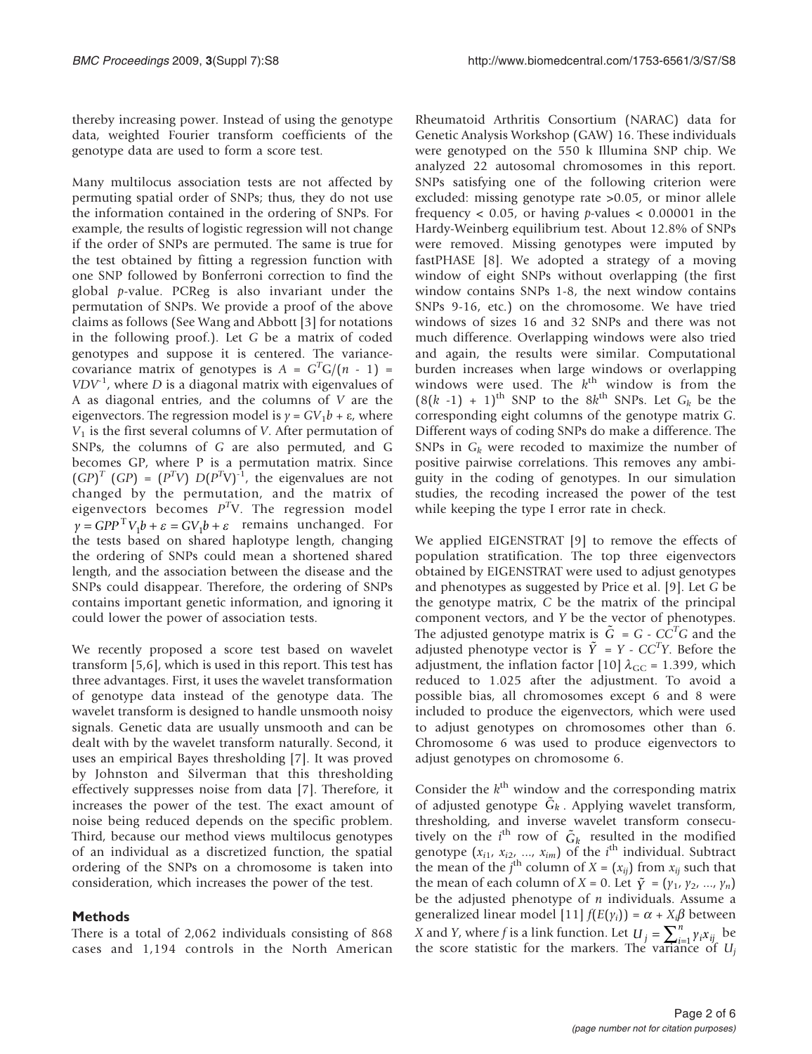thereby increasing power. Instead of using the genotype data, weighted Fourier transform coefficients of the genotype data are used to form a score test.

Many multilocus association tests are not affected by permuting spatial order of SNPs; thus, they do not use the information contained in the ordering of SNPs. For example, the results of logistic regression will not change if the order of SNPs are permuted. The same is true for the test obtained by fitting a regression function with one SNP followed by Bonferroni correction to find the global *p*-value. PCReg is also invariant under the permutation of SNPs. We provide a proof of the above claims as follows (See Wang and Abbott [3] for notations in the following proof.). Let $G$ be a matrix of coded genotypes and suppose it is centered. The variance-covariance matrix of genotypes is $A = G^TG/(n - 1) = VDV^{-1}$, where $D$ is a diagonal matrix with eigenvalues of A as diagonal entries, and the columns of $V$ are the eigenvectors. The regression model is $y = GV_1b + \varepsilon$, where $V_1$ is the first several columns of $V$. After permutation of SNPs, the columns of $G$ are also permuted, and G becomes GP, where P is a permutation matrix. Since $(GP)^T(GP) = (P^TV)D(P^TV)^{-1}$, the eigenvalues are not changed by the permutation, and the matrix of eigenvectors becomes $P^TV$. The regression model $y = GPP^TV_1b + \varepsilon = GV_1b + \varepsilon$ remains unchanged. For the tests based on shared haplotype length, changing the ordering of SNPs could mean a shortened shared length, and the association between the disease and the SNPs could disappear. Therefore, the ordering of SNPs contains important genetic information, and ignoring it could lower the power of association tests.

We recently proposed a score test based on wavelet transform [5,6], which is used in this report. This test has three advantages. First, it uses the wavelet transformation of genotype data instead of the genotype data. The wavelet transform is designed to handle unsmooth noisy signals. Genetic data are usually unsmooth and can be dealt with by the wavelet transform naturally. Second, it uses an empirical Bayes thresholding [7]. It was proved by Johnston and Silverman that this thresholding effectively suppresses noise from data [7]. Therefore, it increases the power of the test. The exact amount of noise being reduced depends on the specific problem. Third, because our method views multilocus genotypes of an individual as a discretized function, the spatial ordering of the SNPs on a chromosome is taken into consideration, which increases the power of the test.

## Methods

There is a total of 2,062 individuals consisting of 868 cases and 1,194 controls in the North American Rheumatoid Arthritis Consortium (NARAC) data for Genetic Analysis Workshop (GAW) 16. These individuals were genotyped on the 550 k Illumina SNP chip. We analyzed 22 autosomal chromosomes in this report. SNPs satisfying one of the following criterion were excluded: missing genotype rate >0.05, or minor allele frequency < 0.05, or having *p*-values < 0.00001 in the Hardy-Weinberg equilibrium test. About 12.8% of SNPs were removed. Missing genotypes were imputed by fastPHASE [8]. We adopted a strategy of a moving window of eight SNPs without overlapping (the first window contains SNPs 1-8, the next window contains SNPs 9-16, etc.) on the chromosome. We have tried windows of sizes 16 and 32 SNPs and there was not much difference. Overlapping windows were also tried and again, the results were similar. Computational burden increases when large windows or overlapping windows were used. The $k^{\text{th}}$ window is from the $(8(k - 1) + 1)^{\text{th}}$ SNP to the $8k^{\text{th}}$ SNPs. Let $G_k$ be the corresponding eight columns of the genotype matrix $G$. Different ways of coding SNPs do make a difference. The SNPs in $G_k$ were recoded to maximize the number of positive pairwise correlations. This removes any ambiguity in the coding of genotypes. In our simulation studies, the recoding increased the power of the test while keeping the type I error rate in check.

We applied EIGENSTRAT [9] to remove the effects of population stratification. The top three eigenvectors obtained by EIGENSTRAT were used to adjust genotypes and phenotypes as suggested by Price et al. [9]. Let $G$ be the genotype matrix, $C$ be the matrix of the principal component vectors, and $Y$ be the vector of phenotypes. The adjusted genotype matrix is $\tilde{G} = G - CC^TG$ and the adjusted phenotype vector is $\tilde{Y} = Y - CC^TY$. Before the adjustment, the inflation factor [10] $\lambda_{GC} = 1.399$, which reduced to 1.025 after the adjustment. To avoid a possible bias, all chromosomes except 6 and 8 were included to produce the eigenvectors, which were used to adjust genotypes on chromosomes other than 6. Chromosome 6 was used to produce eigenvectors to adjust genotypes on chromosome 6.

Consider the $k^{\text{th}}$ window and the corresponding matrix of adjusted genotype $\tilde{G}_k$. Applying wavelet transform, thresholding, and inverse wavelet transform consecutively on the $i^{\text{th}}$ row of $\tilde{G}_k$ resulted in the modified genotype $(x_{i1}, x_{i2}, ..., x_{im})$ of the $i^{\text{th}}$ individual. Subtract the mean of the $j^{\text{th}}$ column of $X = (x_{ij})$ from $x_{ij}$ such that the mean of each column of $X = 0$. Let $\tilde{Y} = (y_1, y_2, ..., y_n)$ be the adjusted phenotype of $n$ individuals. Assume a generalized linear model [11] $f(E(y_i)) = \alpha + X_i\beta$ between $X$ and $Y$, where $f$ is a link function. Let $U_j = \sum_{i=1}^{n} y_i x_{ij}$ be the score statistic for the markers. The variance of $U_j$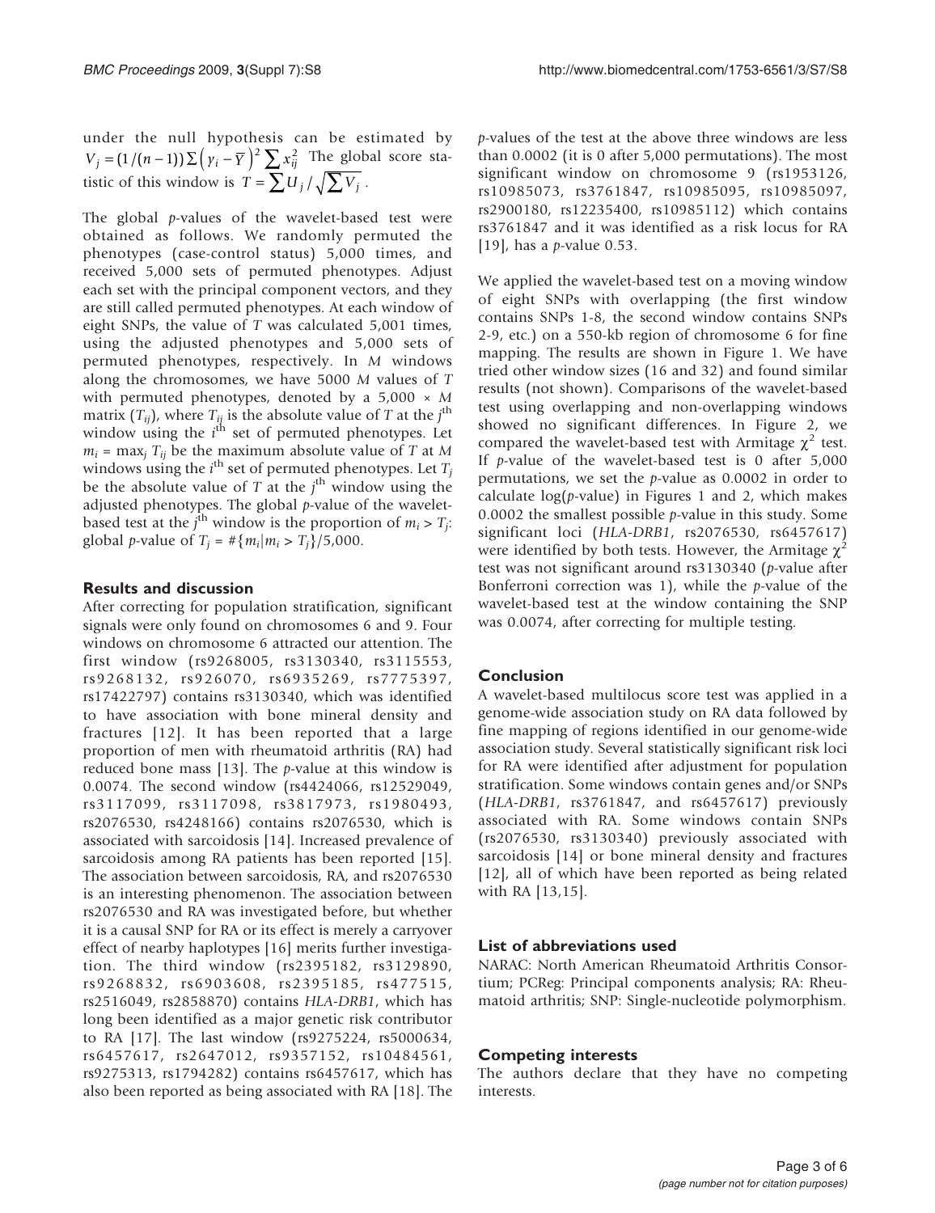under the null hypothesis can be estimated by $V_j = (1/(n-1))\sum\left(y_i - \overline{Y}\right)^2 \sum x_{ij}^2$ The global score statistic of this window is $T = \sum U_j / \sqrt{\sum V_j}$ .

The global *p*-values of the wavelet-based test were obtained as follows. We randomly permuted the phenotypes (case-control status) 5,000 times, and received 5,000 sets of permuted phenotypes. Adjust each set with the principal component vectors, and they are still called permuted phenotypes. At each window of eight SNPs, the value of *T* was calculated 5,001 times, using the adjusted phenotypes and 5,000 sets of permuted phenotypes, respectively. In *M* windows along the chromosomes, we have 5000 *M* values of *T* with permuted phenotypes, denoted by a 5,000 × *M* matrix ($T_{ij}$), where $T_{ij}$ is the absolute value of *T* at the $j^{th}$ window using the $i^{th}$ set of permuted phenotypes. Let $m_i = \max_j T_{ij}$ be the maximum absolute value of *T* at *M* windows using the $i^{th}$ set of permuted phenotypes. Let $T_j$ be the absolute value of *T* at the $j^{th}$ window using the adjusted phenotypes. The global *p*-value of the wavelet-based test at the $j^{th}$ window is the proportion of $m_i > T_j$: global *p*-value of $T_j = \#\{m_i | m_i > T_j\}/5{,}000$.

## Results and discussion

After correcting for population stratification, significant signals were only found on chromosomes 6 and 9. Four windows on chromosome 6 attracted our attention. The first window (rs9268005, rs3130340, rs3115553, rs9268132, rs926070, rs6935269, rs7775397, rs17422797) contains rs3130340, which was identified to have association with bone mineral density and fractures [12]. It has been reported that a large proportion of men with rheumatoid arthritis (RA) had reduced bone mass [13]. The *p*-value at this window is 0.0074. The second window (rs4424066, rs12529049, rs3117099, rs3117098, rs3817973, rs1980493, rs2076530, rs4248166) contains rs2076530, which is associated with sarcoidosis [14]. Increased prevalence of sarcoidosis among RA patients has been reported [15]. The association between sarcoidosis, RA, and rs2076530 is an interesting phenomenon. The association between rs2076530 and RA was investigated before, but whether it is a causal SNP for RA or its effect is merely a carryover effect of nearby haplotypes [16] merits further investigation. The third window (rs2395182, rs3129890, rs9268832, rs6903608, rs2395185, rs477515, rs2516049, rs2858870) contains *HLA-DRB1*, which has long been identified as a major genetic risk contributor to RA [17]. The last window (rs9275224, rs5000634, rs6457617, rs2647012, rs9357152, rs10484561, rs9275313, rs1794282) contains rs6457617, which has also been reported as being associated with RA [18]. The *p*-values of the test at the above three windows are less than 0.0002 (it is 0 after 5,000 permutations). The most significant window on chromosome 9 (rs1953126, rs10985073, rs3761847, rs10985095, rs10985097, rs2900180, rs12235400, rs10985112) which contains rs3761847 and it was identified as a risk locus for RA [19], has a *p*-value 0.53.

We applied the wavelet-based test on a moving window of eight SNPs with overlapping (the first window contains SNPs 1-8, the second window contains SNPs 2-9, etc.) on a 550-kb region of chromosome 6 for fine mapping. The results are shown in Figure 1. We have tried other window sizes (16 and 32) and found similar results (not shown). Comparisons of the wavelet-based test using overlapping and non-overlapping windows showed no significant differences. In Figure 2, we compared the wavelet-based test with Armitage $\chi^2$ test. If *p*-value of the wavelet-based test is 0 after 5,000 permutations, we set the *p*-value as 0.0002 in order to calculate log(*p*-value) in Figures 1 and 2, which makes 0.0002 the smallest possible *p*-value in this study. Some significant loci (*HLA-DRB1*, rs2076530, rs6457617) were identified by both tests. However, the Armitage $\chi^2$ test was not significant around rs3130340 (*p*-value after Bonferroni correction was 1), while the *p*-value of the wavelet-based test at the window containing the SNP was 0.0074, after correcting for multiple testing.

## Conclusion

A wavelet-based multilocus score test was applied in a genome-wide association study on RA data followed by fine mapping of regions identified in our genome-wide association study. Several statistically significant risk loci for RA were identified after adjustment for population stratification. Some windows contain genes and/or SNPs (*HLA-DRB1*, rs3761847, and rs6457617) previously associated with RA. Some windows contain SNPs (rs2076530, rs3130340) previously associated with sarcoidosis [14] or bone mineral density and fractures [12], all of which have been reported as being related with RA [13,15].

## List of abbreviations used

NARAC: North American Rheumatoid Arthritis Consortium; PCReg: Principal components analysis; RA: Rheumatoid arthritis; SNP: Single-nucleotide polymorphism.

## Competing interests

The authors declare that they have no competing interests.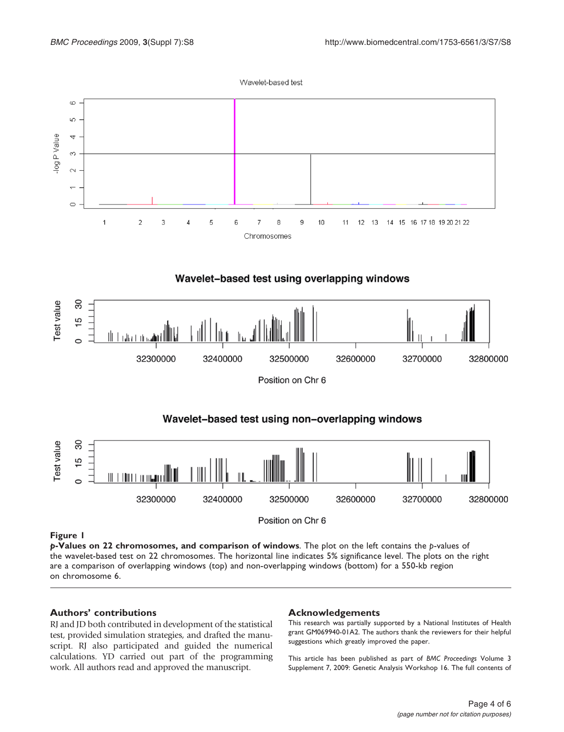**Figure 1**

***p*-Values on 22 chromosomes, and comparison of windows**. The plot on the left contains the *p*-values of the wavelet-based test on 22 chromosomes. The horizontal line indicates 5% significance level. The plots on the right are a comparison of overlapping windows (top) and non-overlapping windows (bottom) for a 550-kb region on chromosome 6.

## Authors' contributions

RJ and JD both contributed in development of the statistical test, provided simulation strategies, and drafted the manuscript. RJ also participated and guided the numerical calculations. YD carried out part of the programming work. All authors read and approved the manuscript.

## Acknowledgements

This research was partially supported by a National Institutes of Health grant GM069940-01A2. The authors thank the reviewers for their helpful suggestions which greatly improved the paper.

This article has been published as part of *BMC Proceedings* Volume 3 Supplement 7, 2009: Genetic Analysis Workshop 16. The full contents of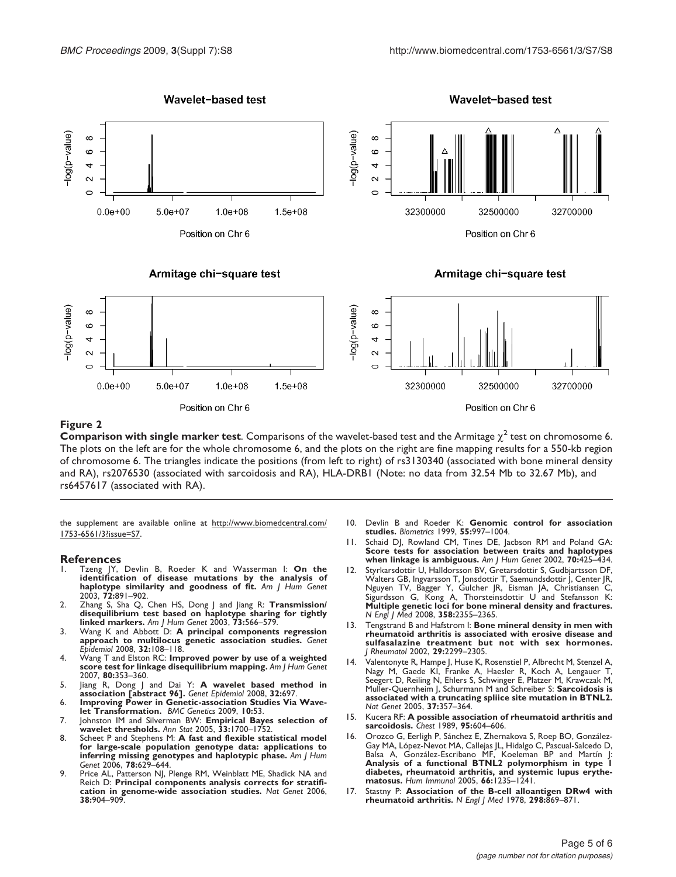**Figure 2**

**Comparison with single marker test**. Comparisons of the wavelet-based test and the Armitage $\chi^2$ test on chromosome 6. The plots on the left are for the whole chromosome 6, and the plots on the right are fine mapping results for a 550-kb region of chromosome 6. The triangles indicate the positions (from left to right) of rs3130340 (associated with bone mineral density and RA), rs2076530 (associated with sarcoidosis and RA), HLA-DRB1 (Note: no data from 32.54 Mb to 32.67 Mb), and rs6457617 (associated with RA).

the supplement are available online at http://www.biomedcentral.com/1753-6561/3?issue=S7.

## References

1. Tzeng JY, Devlin B, Roeder K and Wasserman I: **On the identification of disease mutations by the analysis of haplotype similarity and goodness of fit.** *Am J Hum Genet* 2003, **72:**891–902.
2. Zhang S, Sha Q, Chen HS, Dong J and Jiang R: **Transmission/disequilibrium test based on haplotype sharing for tightly linked markers.** *Am J Hum Genet* 2003, **73:**566–579.
3. Wang K and Abbott D: **A principal components regression approach to multilocus genetic association studies.** *Genet Epidemiol* 2008, **32:**108–118.
4. Wang T and Elston RC: **Improved power by use of a weighted score test for linkage disequilibrium mapping.** *Am J Hum Genet* 2007, **80:**353–360.
5. Jiang R, Dong J and Dai Y: **A wavelet based method in association [abstract 96].** *Genet Epidemiol* 2008, **32:**697.
6. **Improving Power in Genetic-association Studies Via Wavelet Transformation.** *BMC Genetics* 2009, **10:**53.
7. Johnston IM and Silverman BW: **Empirical Bayes selection of wavelet thresholds.** *Ann Stat* 2005, **33:**1700–1752.
8. Scheet P and Stephens M: **A fast and flexible statistical model for large-scale population genotype data: applications to inferring missing genotypes and haplotypic phase.** *Am J Hum Genet* 2006, **78:**629–644.
9. Price AL, Patterson NJ, Plenge RM, Weinblatt ME, Shadick NA and Reich D: **Principal components analysis corrects for stratification in genome-wide association studies.** *Nat Genet* 2006, **38:**904–909.
10. Devlin B and Roeder K: **Genomic control for association studies.** *Biometrics* 1999, **55:**997–1004.
11. Schaid DJ, Rowland CM, Tines DE, Jacbson RM and Poland GA: **Score tests for association between traits and haplotypes when linkage is ambiguous.** *Am J Hum Genet* 2002, **70:**425–434.
12. Styrkarsdottir U, Halldorsson BV, Gretarsdottir S, Gudbjartsson DF, Walters GB, Ingvarsson T, Jonsdottir T, Saemundsdottir J, Center JR, Nguyen TV, Bagger Y, Gulcher JR, Eisman JA, Christiansen C, Sigurdsson G, Kong A, Thorsteinsdottir U and Stefansson K: **Multiple genetic loci for bone mineral density and fractures.** *N Engl J Med* 2008, **358:**2355–2365.
13. Tengstrand B and Hafstrom I: **Bone mineral density in men with rheumatoid arthritis is associated with erosive disease and sulfasalazine treatment but not with sex hormones.** *J Rheumatol* 2002, **29:**2299–2305.
14. Valentonyte R, Hampe J, Huse K, Rosenstiel P, Albrecht M, Stenzel A, Nagy M, Gaede KI, Franke A, Haesler R, Koch A, Lengauer T, Seegert D, Reiling N, Ehlers S, Schwinger E, Platzer M, Krawczak M, Muller-Quernheim J, Schurmann M and Schreiber S: **Sarcoidosis is associated with a truncating spliice site mutation in BTNL2.** *Nat Genet* 2005, **37:**357–364.
15. Kucera RF: **A possible association of rheumatoid arthritis and sarcoidosis.** *Chest* 1989, **95:**604–606.
16. Orozco G, Eerligh P, Sánchez E, Zhernakova S, Roep BO, González-Gay MA, López-Nevot MA, Callejas JL, Hidalgo C, Pascual-Salcedo D, Balsa A, González-Escribano MF, Koeleman BP and Martín J: **Analysis of a functional BTNL2 polymorphism in type 1 diabetes, rheumatoid arthritis, and systemic lupus erythematosus.** *Hum Immunol* 2005, **66:**1235–1241.
17. Stastny P: **Association of the B-cell alloantigen DRw4 with rheumatoid arthritis.** *N Engl J Med* 1978, **298:**869–871.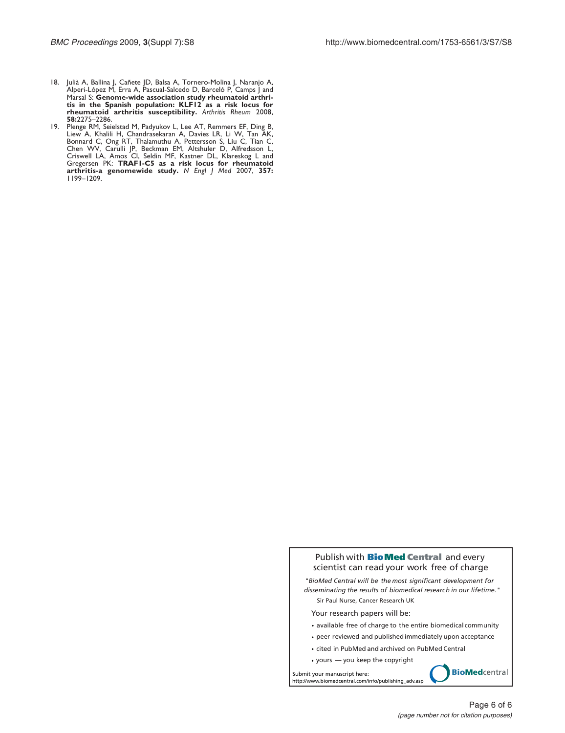18. Julià A, Ballina J, Cañete JD, Balsa A, Tornero-Molina J, Naranjo A, Alperi-López M, Erra A, Pascual-Salcedo D, Barceló P, Camps J and Marsal S: **Genome-wide association study rheumatoid arthritis in the Spanish population: KLF12 as a risk locus for rheumatoid arthritis susceptibility.** *Arthritis Rheum* 2008, **58:**2275–2286.
19. Plenge RM, Seielstad M, Padyukov L, Lee AT, Remmers EF, Ding B, Liew A, Khalili H, Chandrasekaran A, Davies LR, Li W, Tan AK, Bonnard C, Ong RT, Thalamuthu A, Pettersson S, Liu C, Tian C, Chen WV, Carulli JP, Beckman EM, Altshuler D, Alfredsson L, Criswell LA, Amos CI, Seldin MF, Kastner DL, Klareskog L and Gregersen PK: **TRAF1-C5 as a risk locus for rheumatoid arthritis-a genomewide study.** *N Engl J Med* 2007, **357:** 1199–1209.

Publish with **BioMed Central** and every scientist can read your work free of charge

*"BioMed Central will be the most significant development for disseminating the results of biomedical research in our lifetime."*

Sir Paul Nurse, Cancer Research UK

Your research papers will be:

- available free of charge to the entire biomedical community
- peer reviewed and published immediately upon acceptance
- cited in PubMed and archived on PubMed Central
- yours — you keep the copyright

Submit your manuscript here:
http://www.biomedcentral.com/info/publishing_adv.asp

**BioMed**central